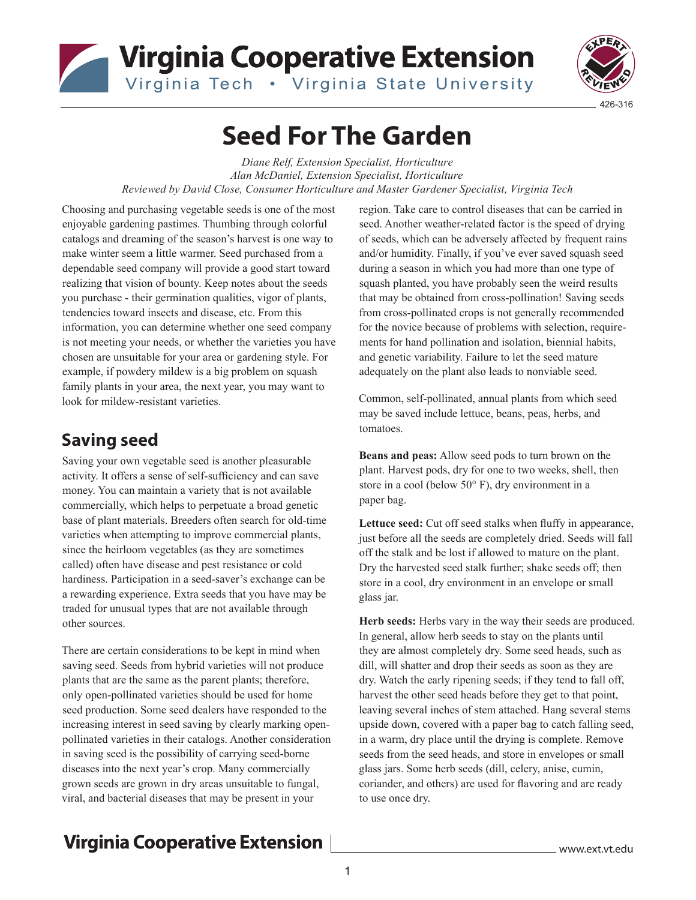# Seed For The Garden

*Diane Relf, Extension Specialist, Horticulture*
*Alan McDaniel, Extension Specialist, Horticulture*
*Reviewed by David Close, Consumer Horticulture and Master Gardener Specialist, Virginia Tech*

Choosing and purchasing vegetable seeds is one of the most enjoyable gardening pastimes. Thumbing through colorful catalogs and dreaming of the season's harvest is one way to make winter seem a little warmer. Seed purchased from a dependable seed company will provide a good start toward realizing that vision of bounty. Keep notes about the seeds you purchase - their germination qualities, vigor of plants, tendencies toward insects and disease, etc. From this information, you can determine whether one seed company is not meeting your needs, or whether the varieties you have chosen are unsuitable for your area or gardening style. For example, if powdery mildew is a big problem on squash family plants in your area, the next year, you may want to look for mildew-resistant varieties.

## Saving seed

Saving your own vegetable seed is another pleasurable activity. It offers a sense of self-sufficiency and can save money. You can maintain a variety that is not available commercially, which helps to perpetuate a broad genetic base of plant materials. Breeders often search for old-time varieties when attempting to improve commercial plants, since the heirloom vegetables (as they are sometimes called) often have disease and pest resistance or cold hardiness. Participation in a seed-saver's exchange can be a rewarding experience. Extra seeds that you have may be traded for unusual types that are not available through other sources.

There are certain considerations to be kept in mind when saving seed. Seeds from hybrid varieties will not produce plants that are the same as the parent plants; therefore, only open-pollinated varieties should be used for home seed production. Some seed dealers have responded to the increasing interest in seed saving by clearly marking open-pollinated varieties in their catalogs. Another consideration in saving seed is the possibility of carrying seed-borne diseases into the next year's crop. Many commercially grown seeds are grown in dry areas unsuitable to fungal, viral, and bacterial diseases that may be present in your region. Take care to control diseases that can be carried in seed. Another weather-related factor is the speed of drying of seeds, which can be adversely affected by frequent rains and/or humidity. Finally, if you've ever saved squash seed during a season in which you had more than one type of squash planted, you have probably seen the weird results that may be obtained from cross-pollination! Saving seeds from cross-pollinated crops is not generally recommended for the novice because of problems with selection, requirements for hand pollination and isolation, biennial habits, and genetic variability. Failure to let the seed mature adequately on the plant also leads to nonviable seed.

Common, self-pollinated, annual plants from which seed may be saved include lettuce, beans, peas, herbs, and tomatoes.

**Beans and peas:** Allow seed pods to turn brown on the plant. Harvest pods, dry for one to two weeks, shell, then store in a cool (below 50° F), dry environment in a paper bag.

**Lettuce seed:** Cut off seed stalks when fluffy in appearance, just before all the seeds are completely dried. Seeds will fall off the stalk and be lost if allowed to mature on the plant. Dry the harvested seed stalk further; shake seeds off; then store in a cool, dry environment in an envelope or small glass jar.

**Herb seeds:** Herbs vary in the way their seeds are produced. In general, allow herb seeds to stay on the plants until they are almost completely dry. Some seed heads, such as dill, will shatter and drop their seeds as soon as they are dry. Watch the early ripening seeds; if they tend to fall off, harvest the other seed heads before they get to that point, leaving several inches of stem attached. Hang several stems upside down, covered with a paper bag to catch falling seed, in a warm, dry place until the drying is complete. Remove seeds from the seed heads, and store in envelopes or small glass jars. Some herb seeds (dill, celery, anise, cumin, coriander, and others) are used for flavoring and are ready to use once dry.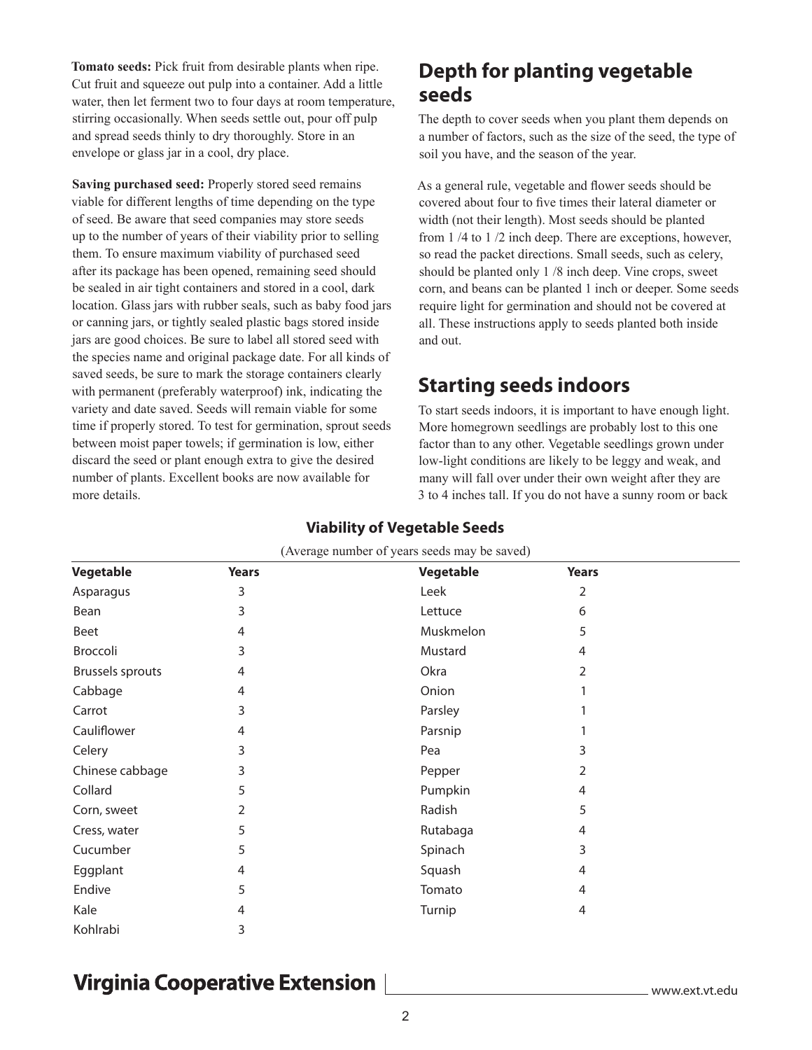**Tomato seeds:** Pick fruit from desirable plants when ripe. Cut fruit and squeeze out pulp into a container. Add a little water, then let ferment two to four days at room temperature, stirring occasionally. When seeds settle out, pour off pulp and spread seeds thinly to dry thoroughly. Store in an envelope or glass jar in a cool, dry place.

**Saving purchased seed:** Properly stored seed remains viable for different lengths of time depending on the type of seed. Be aware that seed companies may store seeds up to the number of years of their viability prior to selling them. To ensure maximum viability of purchased seed after its package has been opened, remaining seed should be sealed in air tight containers and stored in a cool, dark location. Glass jars with rubber seals, such as baby food jars or canning jars, or tightly sealed plastic bags stored inside jars are good choices. Be sure to label all stored seed with the species name and original package date. For all kinds of saved seeds, be sure to mark the storage containers clearly with permanent (preferably waterproof) ink, indicating the variety and date saved. Seeds will remain viable for some time if properly stored. To test for germination, sprout seeds between moist paper towels; if germination is low, either discard the seed or plant enough extra to give the desired number of plants. Excellent books are now available for more details.

## Depth for planting vegetable seeds

The depth to cover seeds when you plant them depends on a number of factors, such as the size of the seed, the type of soil you have, and the season of the year.

As a general rule, vegetable and flower seeds should be covered about four to five times their lateral diameter or width (not their length). Most seeds should be planted from 1 /4 to 1 /2 inch deep. There are exceptions, however, so read the packet directions. Small seeds, such as celery, should be planted only 1 /8 inch deep. Vine crops, sweet corn, and beans can be planted 1 inch or deeper. Some seeds require light for germination and should not be covered at all. These instructions apply to seeds planted both inside and out.

## Starting seeds indoors

To start seeds indoors, it is important to have enough light. More homegrown seedlings are probably lost to this one factor than to any other. Vegetable seedlings grown under low-light conditions are likely to be leggy and weak, and many will fall over under their own weight after they are 3 to 4 inches tall. If you do not have a sunny room or back

**Viability of Vegetable Seeds**

(Average number of years seeds may be saved)

| Vegetable | Years | Vegetable | Years |
|---|---|---|---|
| Asparagus | 3 | Leek | 2 |
| Bean | 3 | Lettuce | 6 |
| Beet | 4 | Muskmelon | 5 |
| Broccoli | 3 | Mustard | 4 |
| Brussels sprouts | 4 | Okra | 2 |
| Cabbage | 4 | Onion | 1 |
| Carrot | 3 | Parsley | 1 |
| Cauliflower | 4 | Parsnip | 1 |
| Celery | 3 | Pea | 3 |
| Chinese cabbage | 3 | Pepper | 2 |
| Collard | 5 | Pumpkin | 4 |
| Corn, sweet | 2 | Radish | 5 |
| Cress, water | 5 | Rutabaga | 4 |
| Cucumber | 5 | Spinach | 3 |
| Eggplant | 4 | Squash | 4 |
| Endive | 5 | Tomato | 4 |
| Kale | 4 | Turnip | 4 |
| Kohlrabi | 3 | | |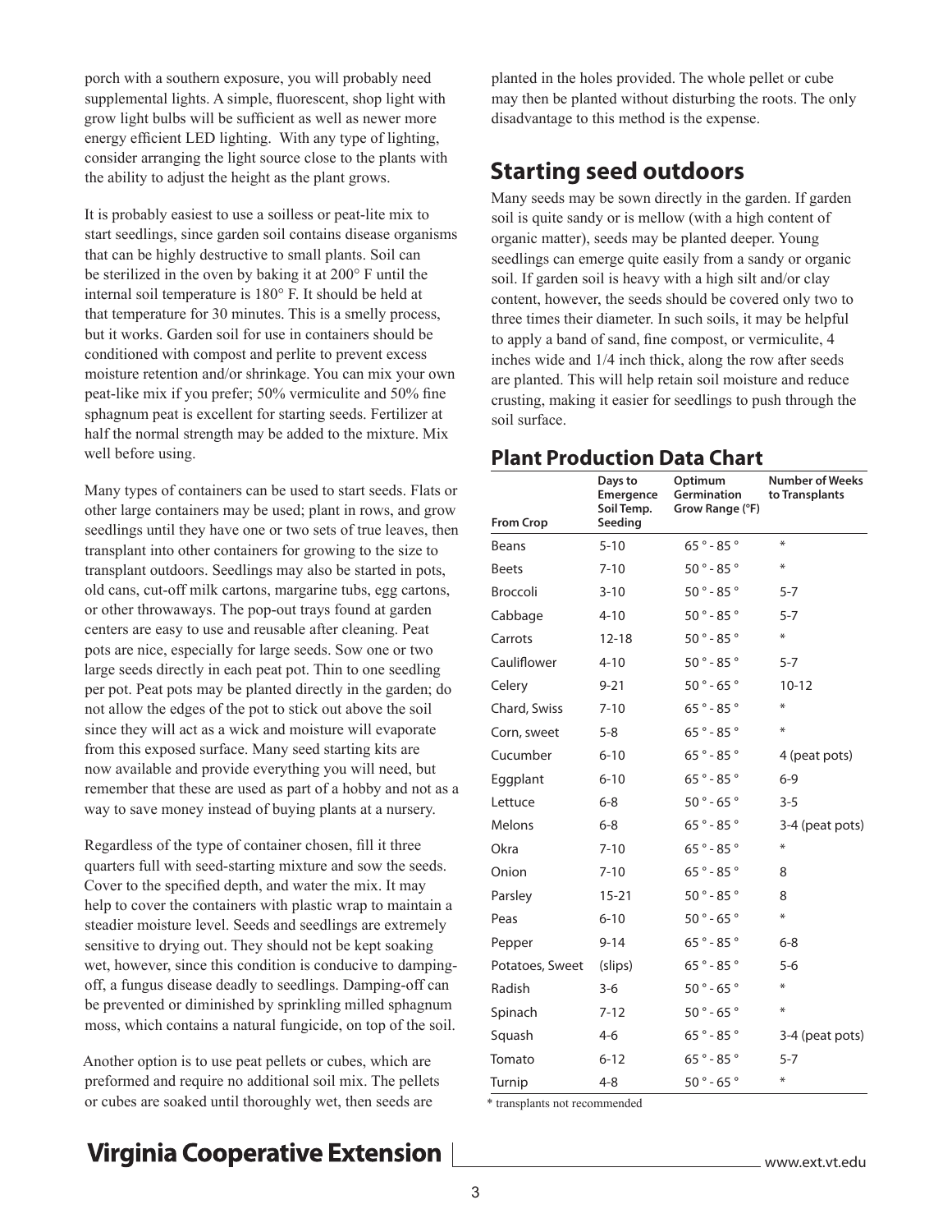porch with a southern exposure, you will probably need supplemental lights. A simple, fluorescent, shop light with grow light bulbs will be sufficient as well as newer more energy efficient LED lighting. With any type of lighting, consider arranging the light source close to the plants with the ability to adjust the height as the plant grows.

It is probably easiest to use a soilless or peat-lite mix to start seedlings, since garden soil contains disease organisms that can be highly destructive to small plants. Soil can be sterilized in the oven by baking it at 200° F until the internal soil temperature is 180° F. It should be held at that temperature for 30 minutes. This is a smelly process, but it works. Garden soil for use in containers should be conditioned with compost and perlite to prevent excess moisture retention and/or shrinkage. You can mix your own peat-like mix if you prefer; 50% vermiculite and 50% fine sphagnum peat is excellent for starting seeds. Fertilizer at half the normal strength may be added to the mixture. Mix well before using.

Many types of containers can be used to start seeds. Flats or other large containers may be used; plant in rows, and grow seedlings until they have one or two sets of true leaves, then transplant into other containers for growing to the size to transplant outdoors. Seedlings may also be started in pots, old cans, cut-off milk cartons, margarine tubs, egg cartons, or other throwaways. The pop-out trays found at garden centers are easy to use and reusable after cleaning. Peat pots are nice, especially for large seeds. Sow one or two large seeds directly in each peat pot. Thin to one seedling per pot. Peat pots may be planted directly in the garden; do not allow the edges of the pot to stick out above the soil since they will act as a wick and moisture will evaporate from this exposed surface. Many seed starting kits are now available and provide everything you will need, but remember that these are used as part of a hobby and not as a way to save money instead of buying plants at a nursery.

Regardless of the type of container chosen, fill it three quarters full with seed-starting mixture and sow the seeds. Cover to the specified depth, and water the mix. It may help to cover the containers with plastic wrap to maintain a steadier moisture level. Seeds and seedlings are extremely sensitive to drying out. They should not be kept soaking wet, however, since this condition is conducive to damping-off, a fungus disease deadly to seedlings. Damping-off can be prevented or diminished by sprinkling milled sphagnum moss, which contains a natural fungicide, on top of the soil.

Another option is to use peat pellets or cubes, which are preformed and require no additional soil mix. The pellets or cubes are soaked until thoroughly wet, then seeds are planted in the holes provided. The whole pellet or cube may then be planted without disturbing the roots. The only disadvantage to this method is the expense.

## Starting seed outdoors

Many seeds may be sown directly in the garden. If garden soil is quite sandy or is mellow (with a high content of organic matter), seeds may be planted deeper. Young seedlings can emerge quite easily from a sandy or organic soil. If garden soil is heavy with a high silt and/or clay content, however, the seeds should be covered only two to three times their diameter. In such soils, it may be helpful to apply a band of sand, fine compost, or vermiculite, 4 inches wide and 1/4 inch thick, along the row after seeds are planted. This will help retain soil moisture and reduce crusting, making it easier for seedlings to push through the soil surface.

### Plant Production Data Chart

| From Crop | Days to Emergence Soil Temp. Seeding | Optimum Germination Grow Range (°F) | Number of Weeks to Transplants |
|---|---|---|---|
| Beans | 5-10 | 65 ° - 85 ° | * |
| Beets | 7-10 | 50 ° - 85 ° | * |
| Broccoli | 3-10 | 50 ° - 85 ° | 5-7 |
| Cabbage | 4-10 | 50 ° - 85 ° | 5-7 |
| Carrots | 12-18 | 50 ° - 85 ° | * |
| Cauliflower | 4-10 | 50 ° - 85 ° | 5-7 |
| Celery | 9-21 | 50 ° - 65 ° | 10-12 |
| Chard, Swiss | 7-10 | 65 ° - 85 ° | * |
| Corn, sweet | 5-8 | 65 ° - 85 ° | * |
| Cucumber | 6-10 | 65 ° - 85 ° | 4 (peat pots) |
| Eggplant | 6-10 | 65 ° - 85 ° | 6-9 |
| Lettuce | 6-8 | 50 ° - 65 ° | 3-5 |
| Melons | 6-8 | 65 ° - 85 ° | 3-4 (peat pots) |
| Okra | 7-10 | 65 ° - 85 ° | * |
| Onion | 7-10 | 65 ° - 85 ° | 8 |
| Parsley | 15-21 | 50 ° - 85 ° | 8 |
| Peas | 6-10 | 50 ° - 65 ° | * |
| Pepper | 9-14 | 65 ° - 85 ° | 6-8 |
| Potatoes, Sweet | (slips) | 65 ° - 85 ° | 5-6 |
| Radish | 3-6 | 50 ° - 65 ° | * |
| Spinach | 7-12 | 50 ° - 65 ° | * |
| Squash | 4-6 | 65 ° - 85 ° | 3-4 (peat pots) |
| Tomato | 6-12 | 65 ° - 85 ° | 5-7 |
| Turnip | 4-8 | 50 ° - 65 ° | * |

* transplants not recommended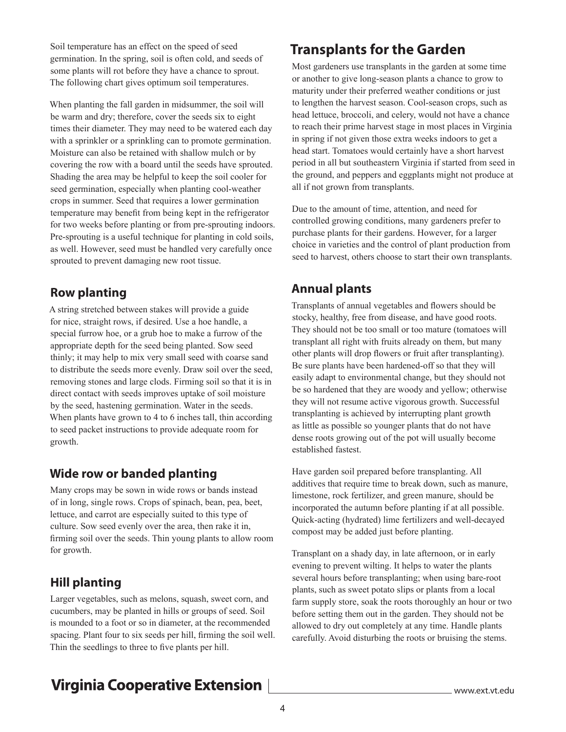Soil temperature has an effect on the speed of seed germination. In the spring, soil is often cold, and seeds of some plants will rot before they have a chance to sprout. The following chart gives optimum soil temperatures.

When planting the fall garden in midsummer, the soil will be warm and dry; therefore, cover the seeds six to eight times their diameter. They may need to be watered each day with a sprinkler or a sprinkling can to promote germination. Moisture can also be retained with shallow mulch or by covering the row with a board until the seeds have sprouted. Shading the area may be helpful to keep the soil cooler for seed germination, especially when planting cool-weather crops in summer. Seed that requires a lower germination temperature may benefit from being kept in the refrigerator for two weeks before planting or from pre-sprouting indoors. Pre-sprouting is a useful technique for planting in cold soils, as well. However, seed must be handled very carefully once sprouted to prevent damaging new root tissue.

### Row planting

A string stretched between stakes will provide a guide for nice, straight rows, if desired. Use a hoe handle, a special furrow hoe, or a grub hoe to make a furrow of the appropriate depth for the seed being planted. Sow seed thinly; it may help to mix very small seed with coarse sand to distribute the seeds more evenly. Draw soil over the seed, removing stones and large clods. Firming soil so that it is in direct contact with seeds improves uptake of soil moisture by the seed, hastening germination. Water in the seeds. When plants have grown to 4 to 6 inches tall, thin according to seed packet instructions to provide adequate room for growth.

### Wide row or banded planting

Many crops may be sown in wide rows or bands instead of in long, single rows. Crops of spinach, bean, pea, beet, lettuce, and carrot are especially suited to this type of culture. Sow seed evenly over the area, then rake it in, firming soil over the seeds. Thin young plants to allow room for growth.

### Hill planting

Larger vegetables, such as melons, squash, sweet corn, and cucumbers, may be planted in hills or groups of seed. Soil is mounded to a foot or so in diameter, at the recommended spacing. Plant four to six seeds per hill, firming the soil well. Thin the seedlings to three to five plants per hill.

## Transplants for the Garden

Most gardeners use transplants in the garden at some time or another to give long-season plants a chance to grow to maturity under their preferred weather conditions or just to lengthen the harvest season. Cool-season crops, such as head lettuce, broccoli, and celery, would not have a chance to reach their prime harvest stage in most places in Virginia in spring if not given those extra weeks indoors to get a head start. Tomatoes would certainly have a short harvest period in all but southeastern Virginia if started from seed in the ground, and peppers and eggplants might not produce at all if not grown from transplants.

Due to the amount of time, attention, and need for controlled growing conditions, many gardeners prefer to purchase plants for their gardens. However, for a larger choice in varieties and the control of plant production from seed to harvest, others choose to start their own transplants.

### Annual plants

Transplants of annual vegetables and flowers should be stocky, healthy, free from disease, and have good roots. They should not be too small or too mature (tomatoes will transplant all right with fruits already on them, but many other plants will drop flowers or fruit after transplanting). Be sure plants have been hardened-off so that they will easily adapt to environmental change, but they should not be so hardened that they are woody and yellow; otherwise they will not resume active vigorous growth. Successful transplanting is achieved by interrupting plant growth as little as possible so younger plants that do not have dense roots growing out of the pot will usually become established fastest.

Have garden soil prepared before transplanting. All additives that require time to break down, such as manure, limestone, rock fertilizer, and green manure, should be incorporated the autumn before planting if at all possible. Quick-acting (hydrated) lime fertilizers and well-decayed compost may be added just before planting.

Transplant on a shady day, in late afternoon, or in early evening to prevent wilting. It helps to water the plants several hours before transplanting; when using bare-root plants, such as sweet potato slips or plants from a local farm supply store, soak the roots thoroughly an hour or two before setting them out in the garden. They should not be allowed to dry out completely at any time. Handle plants carefully. Avoid disturbing the roots or bruising the stems.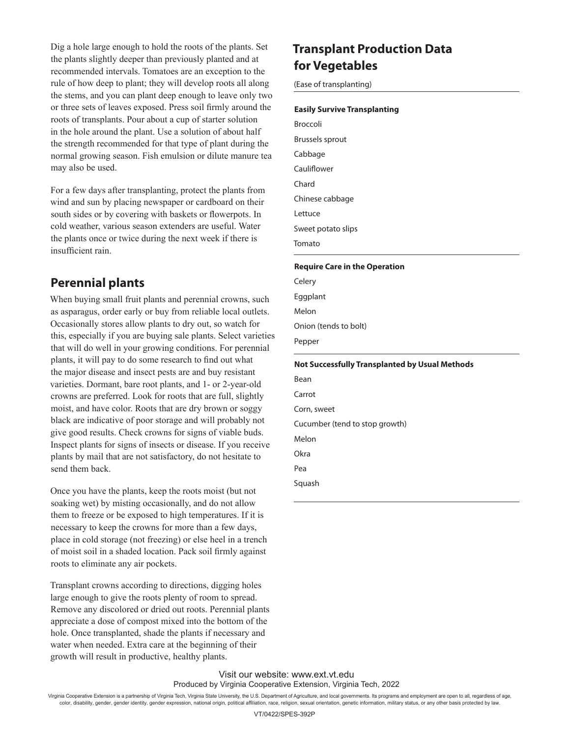Dig a hole large enough to hold the roots of the plants. Set the plants slightly deeper than previously planted and at recommended intervals. Tomatoes are an exception to the rule of how deep to plant; they will develop roots all along the stems, and you can plant deep enough to leave only two or three sets of leaves exposed. Press soil firmly around the roots of transplants. Pour about a cup of starter solution in the hole around the plant. Use a solution of about half the strength recommended for that type of plant during the normal growing season. Fish emulsion or dilute manure tea may also be used.

For a few days after transplanting, protect the plants from wind and sun by placing newspaper or cardboard on their south sides or by covering with baskets or flowerpots. In cold weather, various season extenders are useful. Water the plants once or twice during the next week if there is insufficient rain.

## Perennial plants

When buying small fruit plants and perennial crowns, such as asparagus, order early or buy from reliable local outlets. Occasionally stores allow plants to dry out, so watch for this, especially if you are buying sale plants. Select varieties that will do well in your growing conditions. For perennial plants, it will pay to do some research to find out what the major disease and insect pests are and buy resistant varieties. Dormant, bare root plants, and 1- or 2-year-old crowns are preferred. Look for roots that are full, slightly moist, and have color. Roots that are dry brown or soggy black are indicative of poor storage and will probably not give good results. Check crowns for signs of viable buds. Inspect plants for signs of insects or disease. If you receive plants by mail that are not satisfactory, do not hesitate to send them back.

Once you have the plants, keep the roots moist (but not soaking wet) by misting occasionally, and do not allow them to freeze or be exposed to high temperatures. If it is necessary to keep the crowns for more than a few days, place in cold storage (not freezing) or else heel in a trench of moist soil in a shaded location. Pack soil firmly against roots to eliminate any air pockets.

Transplant crowns according to directions, digging holes large enough to give the roots plenty of room to spread. Remove any discolored or dried out roots. Perennial plants appreciate a dose of compost mixed into the bottom of the hole. Once transplanted, shade the plants if necessary and water when needed. Extra care at the beginning of their growth will result in productive, healthy plants.

## Transplant Production Data for Vegetables

(Ease of transplanting)

**Easily Survive Transplanting**

Broccoli
Brussels sprout
Cabbage
Cauliflower
Chard
Chinese cabbage
Lettuce
Sweet potato slips
Tomato

**Require Care in the Operation**

Celery
Eggplant
Melon
Onion (tends to bolt)
Pepper

**Not Successfully Transplanted by Usual Methods**

Bean
Carrot
Corn, sweet
Cucumber (tend to stop growth)
Melon
Okra
Pea
Squash

Visit our website: www.ext.vt.edu
Produced by Virginia Cooperative Extension, Virginia Tech, 2022

Virginia Cooperative Extension is a partnership of Virginia Tech, Virginia State University, the U.S. Department of Agriculture, and local governments. Its programs and employment are open to all, regardless of age, color, disability, gender, gender identity, gender expression, national origin, political affiliation, race, religion, sexual orientation, genetic information, military status, or any other basis protected by law.

VT/0422/SPES-392P